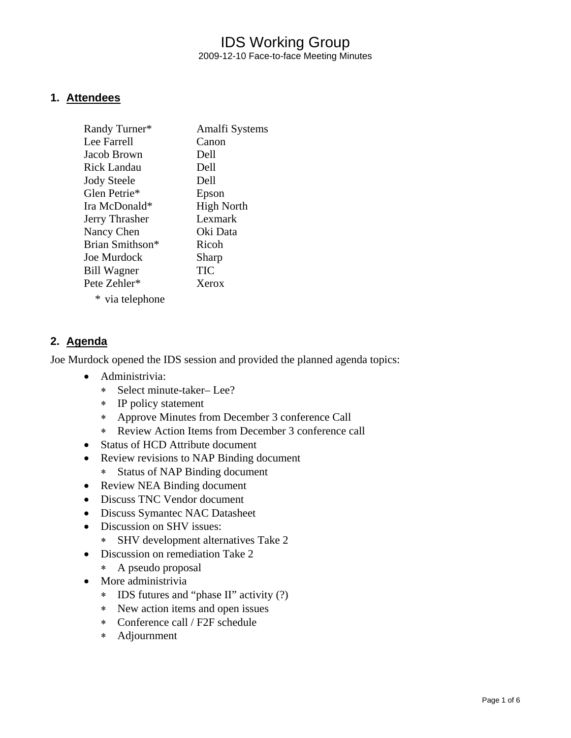# IDS Working Group

2009-12-10 Face-to-face Meeting Minutes

## 1. Attendees

| | |
|---|---|
| Randy Turner* | Amalfi Systems |
| Lee Farrell | Canon |
| Jacob Brown | Dell |
| Rick Landau | Dell |
| Jody Steele | Dell |
| Glen Petrie* | Epson |
| Ira McDonald* | High North |
| Jerry Thrasher | Lexmark |
| Nancy Chen | Oki Data |
| Brian Smithson* | Ricoh |
| Joe Murdock | Sharp |
| Bill Wagner | TIC |
| Pete Zehler* | Xerox |

\* via telephone

## 2. Agenda

Joe Murdock opened the IDS session and provided the planned agenda topics:

- Administrivia:
  - Select minute-taker– Lee?
  - IP policy statement
  - Approve Minutes from December 3 conference Call
  - Review Action Items from December 3 conference call
- Status of HCD Attribute document
- Review revisions to NAP Binding document
  - Status of NAP Binding document
- Review NEA Binding document
- Discuss TNC Vendor document
- Discuss Symantec NAC Datasheet
- Discussion on SHV issues:
  - SHV development alternatives Take 2
- Discussion on remediation Take 2
  - A pseudo proposal
- More administrivia
  - IDS futures and "phase II" activity (?)
  - New action items and open issues
  - Conference call / F2F schedule
  - Adjournment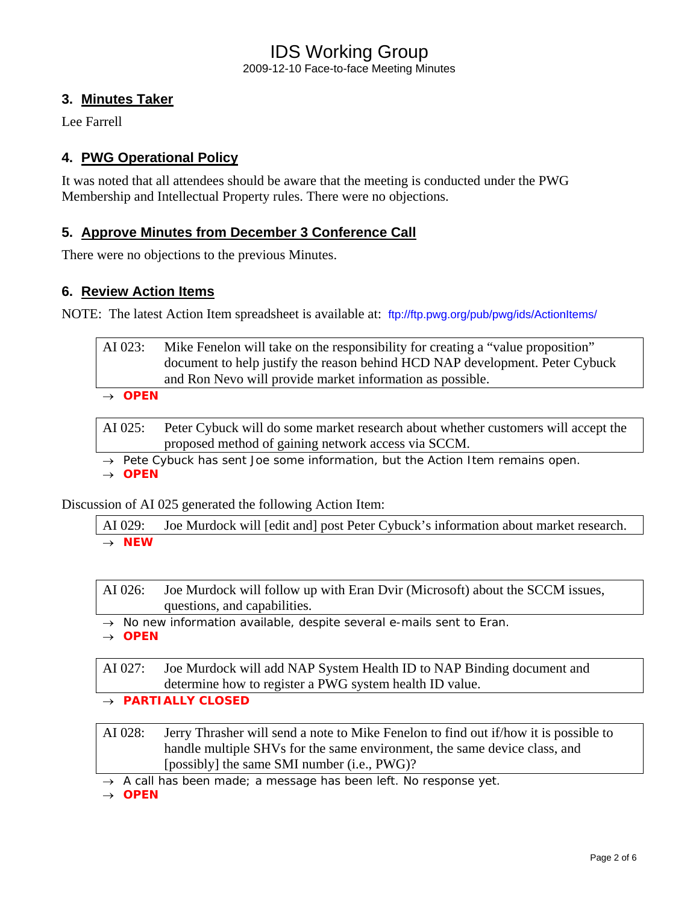## 3. Minutes Taker

Lee Farrell

## 4. PWG Operational Policy

It was noted that all attendees should be aware that the meeting is conducted under the PWG Membership and Intellectual Property rules. There were no objections.

## 5. Approve Minutes from December 3 Conference Call

There were no objections to the previous Minutes.

## 6. Review Action Items

NOTE: The latest Action Item spreadsheet is available at: ftp://ftp.pwg.org/pub/pwg/ids/ActionItems/

| AI 023: | Mike Fenelon will take on the responsibility for creating a "value proposition" document to help justify the reason behind HCD NAP development. Peter Cybuck and Ron Nevo will provide market information as possible. |
|---|---|

→ **OPEN**

| AI 025: | Peter Cybuck will do some market research about whether customers will accept the proposed method of gaining network access via SCCM. |
|---|---|

→ Pete Cybuck has sent Joe some information, but the Action Item remains open.
→ **OPEN**

Discussion of AI 025 generated the following Action Item:

| AI 029: | Joe Murdock will [edit and] post Peter Cybuck's information about market research. |
|---|---|

→ **NEW**

| AI 026: | Joe Murdock will follow up with Eran Dvir (Microsoft) about the SCCM issues, questions, and capabilities. |
|---|---|

→ No new information available, despite several e-mails sent to Eran.
→ **OPEN**

| AI 027: | Joe Murdock will add NAP System Health ID to NAP Binding document and determine how to register a PWG system health ID value. |
|---|---|

→ **PARTIALLY CLOSED**

| AI 028: | Jerry Thrasher will send a note to Mike Fenelon to find out if/how it is possible to handle multiple SHVs for the same environment, the same device class, and [possibly] the same SMI number (i.e., PWG)? |
|---|---|

→ A call has been made; a message has been left. No response yet.
→ **OPEN**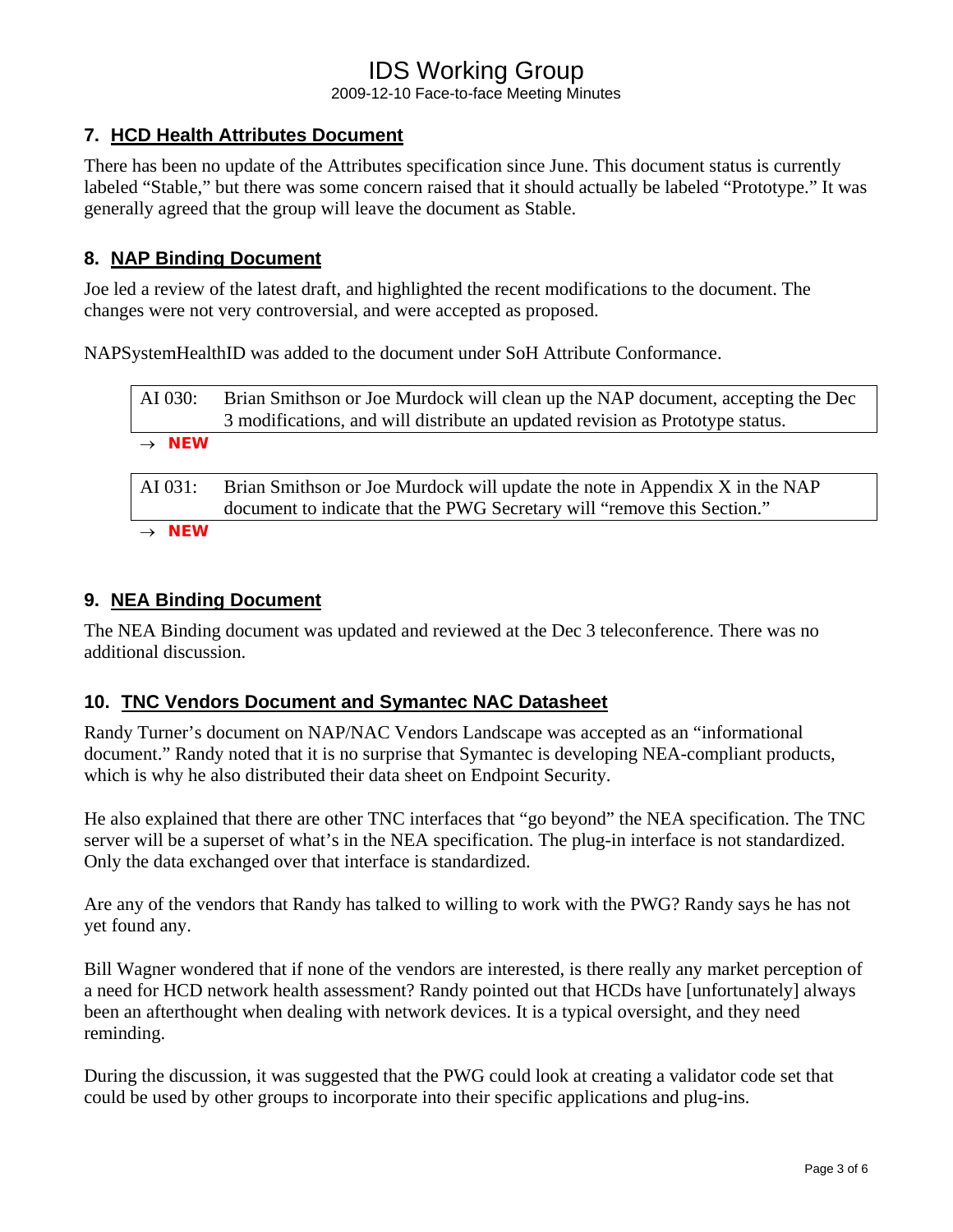## 7. HCD Health Attributes Document

There has been no update of the Attributes specification since June. This document status is currently labeled "Stable," but there was some concern raised that it should actually be labeled "Prototype." It was generally agreed that the group will leave the document as Stable.

## 8. NAP Binding Document

Joe led a review of the latest draft, and highlighted the recent modifications to the document. The changes were not very controversial, and were accepted as proposed.

NAPSystemHealthID was added to the document under SoH Attribute Conformance.

| AI 030: | Brian Smithson or Joe Murdock will clean up the NAP document, accepting the Dec 3 modifications, and will distribute an updated revision as Prototype status. |
|---|---|

→ **NEW**

| AI 031: | Brian Smithson or Joe Murdock will update the note in Appendix X in the NAP document to indicate that the PWG Secretary will "remove this Section." |
|---|---|

→ **NEW**

## 9. NEA Binding Document

The NEA Binding document was updated and reviewed at the Dec 3 teleconference. There was no additional discussion.

## 10. TNC Vendors Document and Symantec NAC Datasheet

Randy Turner's document on NAP/NAC Vendors Landscape was accepted as an "informational document." Randy noted that it is no surprise that Symantec is developing NEA-compliant products, which is why he also distributed their data sheet on Endpoint Security.

He also explained that there are other TNC interfaces that "go beyond" the NEA specification. The TNC server will be a superset of what's in the NEA specification. The plug-in interface is not standardized. Only the data exchanged over that interface is standardized.

Are any of the vendors that Randy has talked to willing to work with the PWG? Randy says he has not yet found any.

Bill Wagner wondered that if none of the vendors are interested, is there really any market perception of a need for HCD network health assessment? Randy pointed out that HCDs have [unfortunately] always been an afterthought when dealing with network devices. It is a typical oversight, and they need reminding.

During the discussion, it was suggested that the PWG could look at creating a validator code set that could be used by other groups to incorporate into their specific applications and plug-ins.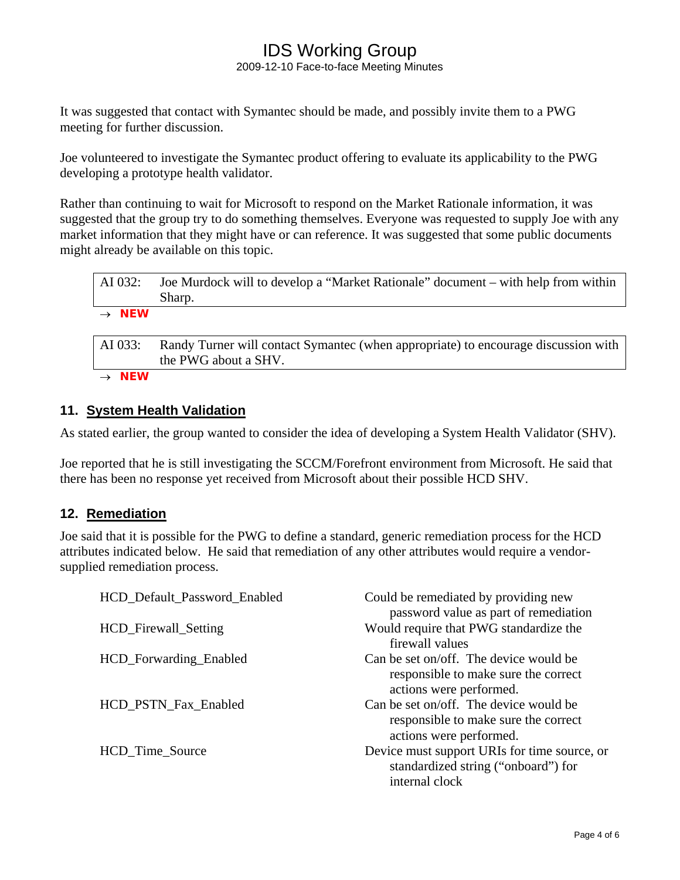It was suggested that contact with Symantec should be made, and possibly invite them to a PWG meeting for further discussion.

Joe volunteered to investigate the Symantec product offering to evaluate its applicability to the PWG developing a prototype health validator.

Rather than continuing to wait for Microsoft to respond on the Market Rationale information, it was suggested that the group try to do something themselves. Everyone was requested to supply Joe with any market information that they might have or can reference. It was suggested that some public documents might already be available on this topic.

| AI 032: | Joe Murdock will to develop a “Market Rationale” document – with help from within Sharp. |
|---|---|

→ **NEW**

| AI 033: | Randy Turner will contact Symantec (when appropriate) to encourage discussion with the PWG about a SHV. |
|---|---|

→ **NEW**

## 11. System Health Validation

As stated earlier, the group wanted to consider the idea of developing a System Health Validator (SHV).

Joe reported that he is still investigating the SCCM/Forefront environment from Microsoft. He said that there has been no response yet received from Microsoft about their possible HCD SHV.

## 12. Remediation

Joe said that it is possible for the PWG to define a standard, generic remediation process for the HCD attributes indicated below. He said that remediation of any other attributes would require a vendor-supplied remediation process.

| | |
|---|---|
| HCD_Default_Password_Enabled | Could be remediated by providing new password value as part of remediation |
| HCD_Firewall_Setting | Would require that PWG standardize the firewall values |
| HCD_Forwarding_Enabled | Can be set on/off. The device would be responsible to make sure the correct actions were performed. |
| HCD_PSTN_Fax_Enabled | Can be set on/off. The device would be responsible to make sure the correct actions were performed. |
| HCD_Time_Source | Device must support URIs for time source, or standardized string (“onboard”) for internal clock |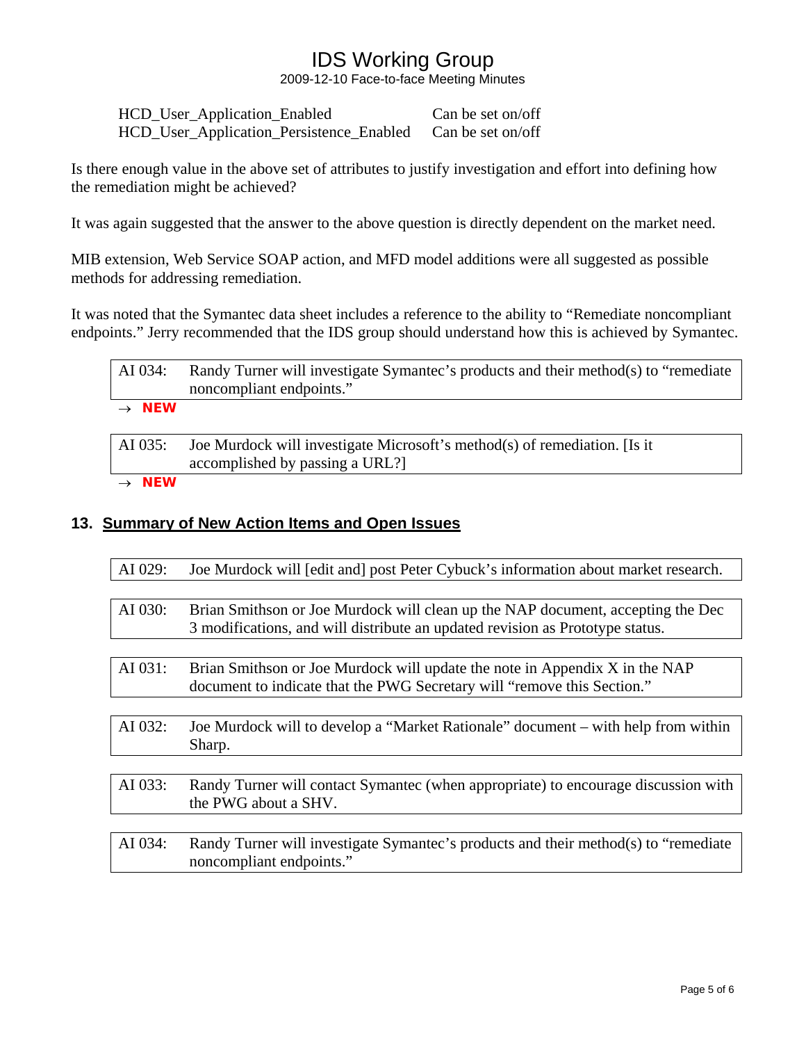| | |
|---|---|
| HCD_User_Application_Enabled | Can be set on/off |
| HCD_User_Application_Persistence_Enabled | Can be set on/off |

Is there enough value in the above set of attributes to justify investigation and effort into defining how the remediation might be achieved?

It was again suggested that the answer to the above question is directly dependent on the market need.

MIB extension, Web Service SOAP action, and MFD model additions were all suggested as possible methods for addressing remediation.

It was noted that the Symantec data sheet includes a reference to the ability to "Remediate noncompliant endpoints." Jerry recommended that the IDS group should understand how this is achieved by Symantec.

| AI 034: | Randy Turner will investigate Symantec's products and their method(s) to "remediate noncompliant endpoints." |
|---|---|

→ **NEW**

| AI 035: | Joe Murdock will investigate Microsoft's method(s) of remediation. [Is it accomplished by passing a URL?] |
|---|---|

→ **NEW**

## 13. Summary of New Action Items and Open Issues

| AI 029: | Joe Murdock will [edit and] post Peter Cybuck's information about market research. |
|---|---|

| AI 030: | Brian Smithson or Joe Murdock will clean up the NAP document, accepting the Dec 3 modifications, and will distribute an updated revision as Prototype status. |
|---|---|

| AI 031: | Brian Smithson or Joe Murdock will update the note in Appendix X in the NAP document to indicate that the PWG Secretary will "remove this Section." |
|---|---|

| AI 032: | Joe Murdock will to develop a "Market Rationale" document – with help from within Sharp. |
|---|---|

| AI 033: | Randy Turner will contact Symantec (when appropriate) to encourage discussion with the PWG about a SHV. |
|---|---|

| AI 034: | Randy Turner will investigate Symantec's products and their method(s) to "remediate noncompliant endpoints." |
|---|---|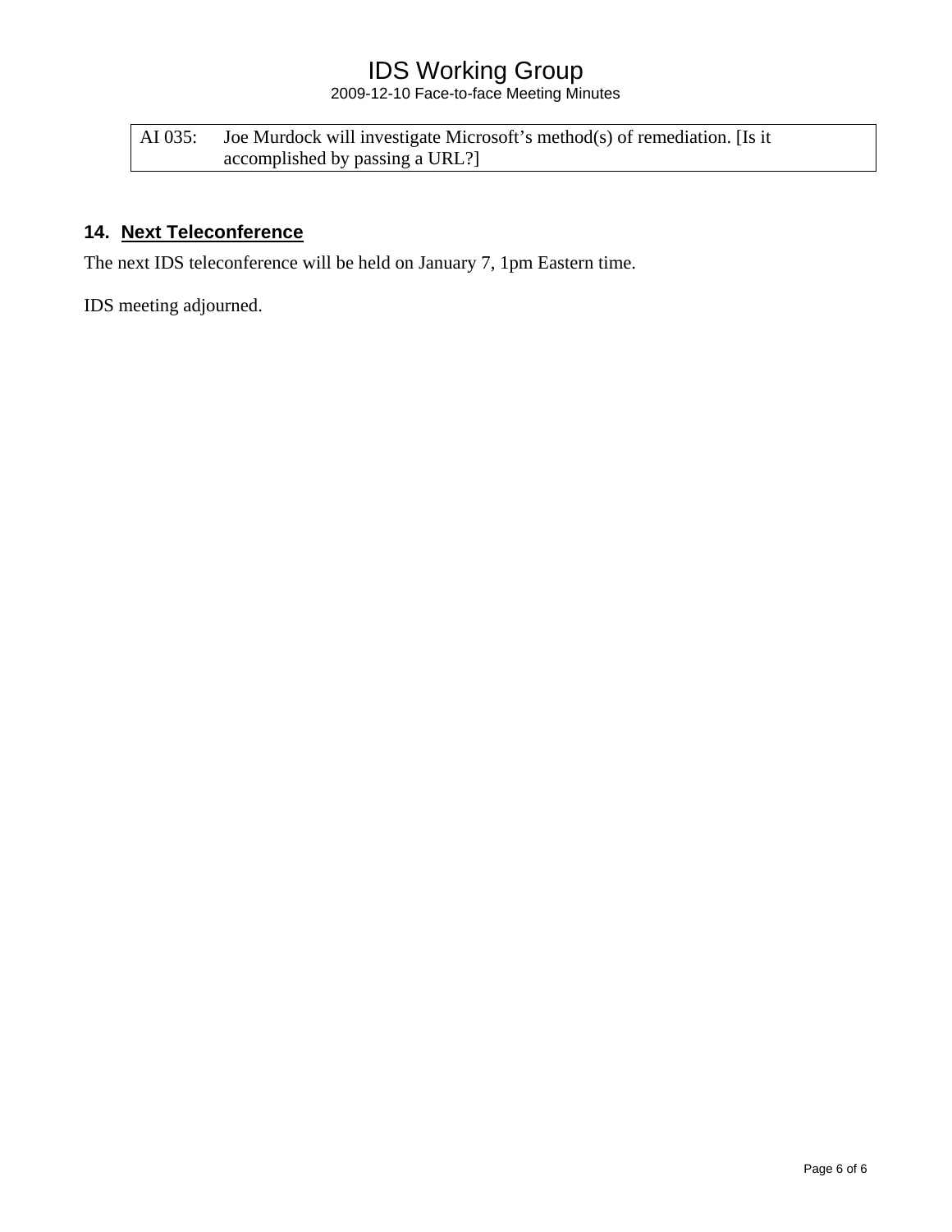| | |
|---|---|
| AI 035: | Joe Murdock will investigate Microsoft's method(s) of remediation. [Is it accomplished by passing a URL?] |

## 14. Next Teleconference

The next IDS teleconference will be held on January 7, 1pm Eastern time.

IDS meeting adjourned.